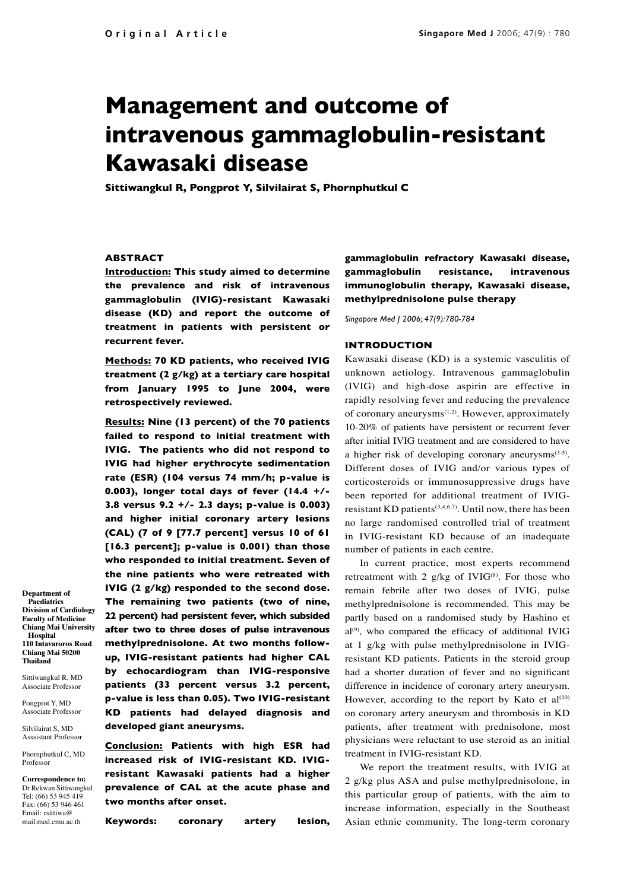# Management and outcome of intravenous gammaglobulin-resistant Kawasaki disease

**Sittiwangkul R, Pongprot Y, Silvilairat S, Phornphutkul C**

Department of Paediatrics
Division of Cardiology
Faculty of Medicine
Chiang Mai University Hospital
110 Intavaroros Road
Chiang Mai 50200
Thailand

Sittiwangkul R, MD
Associate Professor

Pongprot Y, MD
Associate Professor

Silvilairat S, MD
Asssistant Professor

Phornphutkul C, MD
Professor

**Correspondence to:**
Dr Rekwan Sittiwangkul
Tel: (66) 53 945 419
Fax: (66) 53 946 461
Email: rsittiwa@mail.med.cmu.ac.th

## ABSTRACT

**Introduction: This study aimed to determine the prevalence and risk of intravenous gammaglobulin (IVIG)-resistant Kawasaki disease (KD) and report the outcome of treatment in patients with persistent or recurrent fever.**

**Methods: 70 KD patients, who received IVIG treatment (2 g/kg) at a tertiary care hospital from January 1995 to June 2004, were retrospectively reviewed.**

**Results: Nine (13 percent) of the 70 patients failed to respond to initial treatment with IVIG. The patients who did not respond to IVIG had higher erythrocyte sedimentation rate (ESR) (104 versus 74 mm/h; p-value is 0.003), longer total days of fever (14.4 +/- 3.8 versus 9.2 +/- 2.3 days; p-value is 0.003) and higher initial coronary artery lesions (CAL) (7 of 9 [77.7 percent] versus 10 of 61 [16.3 percent]; p-value is 0.001) than those who responded to initial treatment. Seven of the nine patients who were retreated with IVIG (2 g/kg) responded to the second dose. The remaining two patients (two of nine, 22 percent) had persistent fever, which subsided after two to three doses of pulse intravenous methylprednisolone. At two months follow-up, IVIG-resistant patients had higher CAL by echocardiogram than IVIG-responsive patients (33 percent versus 3.2 percent, p-value is less than 0.05). Two IVIG-resistant KD patients had delayed diagnosis and developed giant aneurysms.**

**Conclusion: Patients with high ESR had increased risk of IVIG-resistant KD. IVIG-resistant Kawasaki patients had a higher prevalence of CAL at the acute phase and two months after onset.**

**Keywords: coronary artery lesion, gammaglobulin refractory Kawasaki disease, gammaglobulin resistance, intravenous immunoglobulin therapy, Kawasaki disease, methylprednisolone pulse therapy**

*Singapore Med J 2006; 47(9):780-784*

## INTRODUCTION

Kawasaki disease (KD) is a systemic vasculitis of unknown aetiology. Intravenous gammaglobulin (IVIG) and high-dose aspirin are effective in rapidly resolving fever and reducing the prevalence of coronary aneurysms[1,2]. However, approximately 10-20% of patients have persistent or recurrent fever after initial IVIG treatment and are considered to have a higher risk of developing coronary aneurysms[3-5]. Different doses of IVIG and/or various types of corticosteroids or immunosuppressive drugs have been reported for additional treatment of IVIG-resistant KD patients[3,4,6,7]. Until now, there has been no large randomised controlled trial of treatment in IVIG-resistant KD because of an inadequate number of patients in each centre.

In current practice, most experts recommend retreatment with 2 g/kg of IVIG[8]. For those who remain febrile after two doses of IVIG, pulse methylprednisolone is recommended. This may be partly based on a randomised study by Hashino et al[9], who compared the efficacy of additional IVIG at 1 g/kg with pulse methylprednisolone in IVIG-resistant KD patients. Patients in the steroid group had a shorter duration of fever and no significant difference in incidence of coronary artery aneurysm. However, according to the report by Kato et al[10] on coronary artery aneurysm and thrombosis in KD patients, after treatment with prednisolone, most physicians were reluctant to use steroid as an initial treatment in IVIG-resistant KD.

We report the treatment results, with IVIG at 2 g/kg plus ASA and pulse methylprednisolone, in this particular group of patients, with the aim to increase information, especially in the Southeast Asian ethnic community. The long-term coronary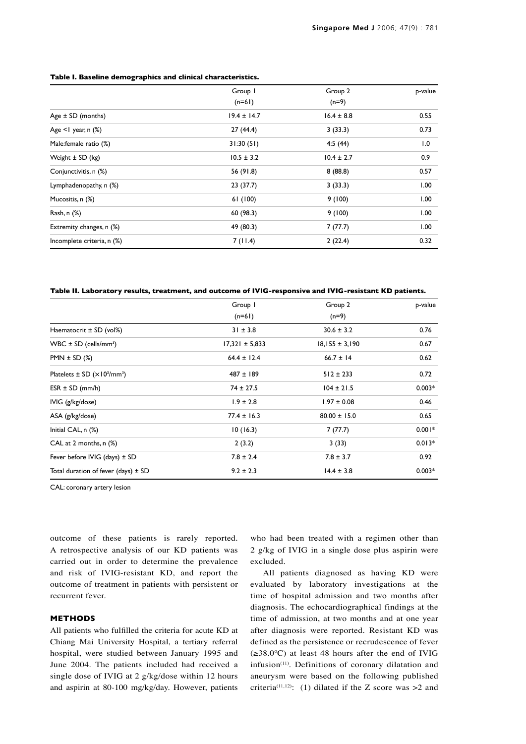**Table I. Baseline demographics and clinical characteristics.**

| | Group 1 (n=61) | Group 2 (n=9) | p-value |
|---|---|---|---|
| Age ± SD (months) | 19.4 ± 14.7 | 16.4 ± 8.8 | 0.55 |
| Age <1 year, n (%) | 27 (44.4) | 3 (33.3) | 0.73 |
| Male:female ratio (%) | 31:30 (51) | 4:5 (44) | 1.0 |
| Weight ± SD (kg) | 10.5 ± 3.2 | 10.4 ± 2.7 | 0.9 |
| Conjunctivitis, n (%) | 56 (91.8) | 8 (88.8) | 0.57 |
| Lymphadenopathy, n (%) | 23 (37.7) | 3 (33.3) | 1.00 |
| Mucositis, n (%) | 61 (100) | 9 (100) | 1.00 |
| Rash, n (%) | 60 (98.3) | 9 (100) | 1.00 |
| Extremity changes, n (%) | 49 (80.3) | 7 (77.7) | 1.00 |
| Incomplete criteria, n (%) | 7 (11.4) | 2 (22.4) | 0.32 |

**Table II. Laboratory results, treatment, and outcome of IVIG-responsive and IVIG-resistant KD patients.**

| | Group 1 (n=61) | Group 2 (n=9) | p-value |
|---|---|---|---|
| Haematocrit ± SD (vol%) | 31 ± 3.8 | 30.6 ± 3.2 | 0.76 |
| WBC ± SD (cells/mm$^3$) | 17,321 ± 5,833 | 18,155 ± 3,190 | 0.67 |
| PMN ± SD (%) | 64.4 ± 12.4 | 66.7 ± 14 | 0.62 |
| Platelets ± SD ($\times 10^3$/mm$^3$) | 487 ± 189 | 512 ± 233 | 0.72 |
| ESR ± SD (mm/h) | 74 ± 27.5 | 104 ± 21.5 | 0.003* |
| IVIG (g/kg/dose) | 1.9 ± 2.8 | 1.97 ± 0.08 | 0.46 |
| ASA (g/kg/dose) | 77.4 ± 16.3 | 80.00 ± 15.0 | 0.65 |
| Initial CAL, n (%) | 10 (16.3) | 7 (77.7) | 0.001* |
| CAL at 2 months, n (%) | 2 (3.2) | 3 (33) | 0.013* |
| Fever before IVIG (days) ± SD | 7.8 ± 2.4 | 7.8 ± 3.7 | 0.92 |
| Total duration of fever (days) ± SD | 9.2 ± 2.3 | 14.4 ± 3.8 | 0.003* |

CAL: coronary artery lesion

outcome of these patients is rarely reported. A retrospective analysis of our KD patients was carried out in order to determine the prevalence and risk of IVIG-resistant KD, and report the outcome of treatment in patients with persistent or recurrent fever.

## METHODS

All patients who fulfilled the criteria for acute KD at Chiang Mai University Hospital, a tertiary referral hospital, were studied between January 1995 and June 2004. The patients included had received a single dose of IVIG at 2 g/kg/dose within 12 hours and aspirin at 80-100 mg/kg/day. However, patients who had been treated with a regimen other than 2 g/kg of IVIG in a single dose plus aspirin were excluded.

All patients diagnosed as having KD were evaluated by laboratory investigations at the time of hospital admission and two months after diagnosis. The echocardiographical findings at the time of admission, at two months and at one year after diagnosis were reported. Resistant KD was defined as the persistence or recrudescence of fever (≥38.0ºC) at least 48 hours after the end of IVIG infusion[11]. Definitions of coronary dilatation and aneurysm were based on the following published criteria[11,12]: (1) dilated if the Z score was >2 and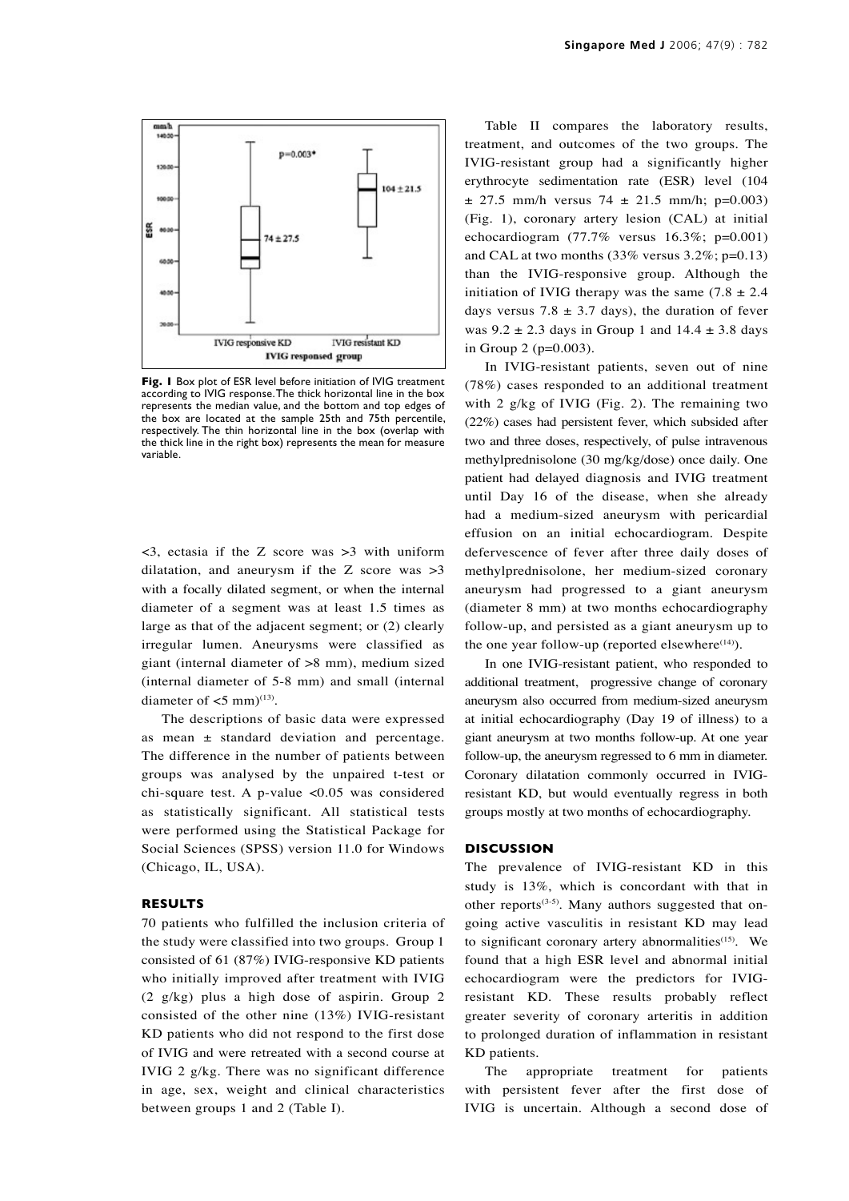Fig. 1 Box plot of ESR level before initiation of IVIG treatment according to IVIG response. The thick horizontal line in the box represents the median value, and the bottom and top edges of the box are located at the sample 25th and 75th percentile, respectively. The thin horizontal line in the box (overlap with the thick line in the right box) represents the mean for measure variable.

<3, ectasia if the Z score was >3 with uniform dilatation, and aneurysm if the Z score was >3 with a focally dilated segment, or when the internal diameter of a segment was at least 1.5 times as large as that of the adjacent segment; or (2) clearly irregular lumen. Aneurysms were classified as giant (internal diameter of >8 mm), medium sized (internal diameter of 5-8 mm) and small (internal diameter of <5 mm)[13].

The descriptions of basic data were expressed as mean ± standard deviation and percentage. The difference in the number of patients between groups was analysed by the unpaired t-test or chi-square test. A p-value <0.05 was considered as statistically significant. All statistical tests were performed using the Statistical Package for Social Sciences (SPSS) version 11.0 for Windows (Chicago, IL, USA).

## RESULTS

70 patients who fulfilled the inclusion criteria of the study were classified into two groups. Group 1 consisted of 61 (87%) IVIG-responsive KD patients who initially improved after treatment with IVIG (2 g/kg) plus a high dose of aspirin. Group 2 consisted of the other nine (13%) IVIG-resistant KD patients who did not respond to the first dose of IVIG and were retreated with a second course at IVIG 2 g/kg. There was no significant difference in age, sex, weight and clinical characteristics between groups 1 and 2 (Table I).

Table II compares the laboratory results, treatment, and outcomes of the two groups. The IVIG-resistant group had a significantly higher erythrocyte sedimentation rate (ESR) level (104 ± 27.5 mm/h versus 74 ± 21.5 mm/h; p=0.003) (Fig. 1), coronary artery lesion (CAL) at initial echocardiogram (77.7% versus 16.3%; p=0.001) and CAL at two months (33% versus 3.2%; p=0.13) than the IVIG-responsive group. Although the initiation of IVIG therapy was the same (7.8 ± 2.4 days versus 7.8 ± 3.7 days), the duration of fever was 9.2 ± 2.3 days in Group 1 and 14.4 ± 3.8 days in Group 2 (p=0.003).

In IVIG-resistant patients, seven out of nine (78%) cases responded to an additional treatment with 2 g/kg of IVIG (Fig. 2). The remaining two (22%) cases had persistent fever, which subsided after two and three doses, respectively, of pulse intravenous methylprednisolone (30 mg/kg/dose) once daily. One patient had delayed diagnosis and IVIG treatment until Day 16 of the disease, when she already had a medium-sized aneurysm with pericardial effusion on an initial echocardiogram. Despite defervescence of fever after three daily doses of methylprednisolone, her medium-sized coronary aneurysm had progressed to a giant aneurysm (diameter 8 mm) at two months echocardiography follow-up, and persisted as a giant aneurysm up to the one year follow-up (reported elsewhere[14]).

In one IVIG-resistant patient, who responded to additional treatment, progressive change of coronary aneurysm also occurred from medium-sized aneurysm at initial echocardiography (Day 19 of illness) to a giant aneurysm at two months follow-up. At one year follow-up, the aneurysm regressed to 6 mm in diameter. Coronary dilatation commonly occurred in IVIG-resistant KD, but would eventually regress in both groups mostly at two months of echocardiography.

## DISCUSSION

The prevalence of IVIG-resistant KD in this study is 13%, which is concordant with that in other reports[3-5]. Many authors suggested that on-going active vasculitis in resistant KD may lead to significant coronary artery abnormalities[15]. We found that a high ESR level and abnormal initial echocardiogram were the predictors for IVIG-resistant KD. These results probably reflect greater severity of coronary arteritis in addition to prolonged duration of inflammation in resistant KD patients.

The appropriate treatment for patients with persistent fever after the first dose of IVIG is uncertain. Although a second dose of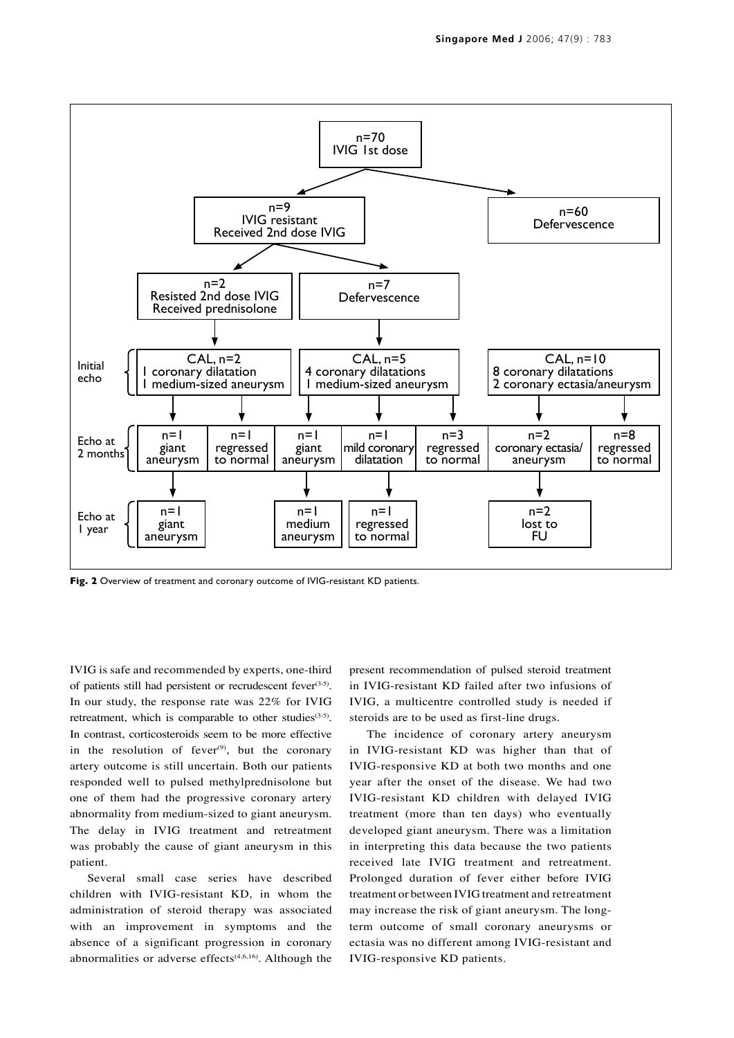| | | | | | | |
|---|---|---|---|---|---|---|
| | | | n=70<br>IVIG 1st dose | | | |
| | n=9<br>IVIG resistant<br>Received 2nd dose IVIG | | | | n=60<br>Defervescence | |
| | n=2<br>Resisted 2nd dose IVIG<br>Received prednisolone | | n=7<br>Defervescence | | | |
| Initial echo | CAL, n=2<br>1 coronary dilatation<br>1 medium-sized aneurysm | | CAL, n=5<br>4 coronary dilatations<br>1 medium-sized aneurysm | | CAL, n=10<br>8 coronary dilatations<br>2 coronary ectasia/aneurysm | |
| Echo at 2 months | n=1<br>giant aneurysm | n=1<br>regressed to normal | n=1<br>giant aneurysm | n=1<br>mild coronary dilatation | n=3<br>regressed to normal | n=2<br>coronary ectasia/aneurysm | n=8<br>regressed to normal |
| Echo at 1 year | n=1<br>giant aneurysm | | n=1<br>medium aneurysm | n=1<br>regressed to normal | | n=2<br>lost to FU | |

**Fig. 2** Overview of treatment and coronary outcome of IVIG-resistant KD patients.

IVIG is safe and recommended by experts, one-third of patients still had persistent or recrudescent fever[3-5]. In our study, the response rate was 22% for IVIG retreatment, which is comparable to other studies[3-5]. In contrast, corticosteroids seem to be more effective in the resolution of fever[9], but the coronary artery outcome is still uncertain. Both our patients responded well to pulsed methylprednisolone but one of them had the progressive coronary artery abnormality from medium-sized to giant aneurysm. The delay in IVIG treatment and retreatment was probably the cause of giant aneurysm in this patient.

Several small case series have described children with IVIG-resistant KD, in whom the administration of steroid therapy was associated with an improvement in symptoms and the absence of a significant progression in coronary abnormalities or adverse effects[4,6,16]. Although the present recommendation of pulsed steroid treatment in IVIG-resistant KD failed after two infusions of IVIG, a multicentre controlled study is needed if steroids are to be used as first-line drugs.

The incidence of coronary artery aneurysm in IVIG-resistant KD was higher than that of IVIG-responsive KD at both two months and one year after the onset of the disease. We had two IVIG-resistant KD children with delayed IVIG treatment (more than ten days) who eventually developed giant aneurysm. There was a limitation in interpreting this data because the two patients received late IVIG treatment and retreatment. Prolonged duration of fever either before IVIG treatment or between IVIG treatment and retreatment may increase the risk of giant aneurysm. The long-term outcome of small coronary aneurysms or ectasia was no different among IVIG-resistant and IVIG-responsive KD patients.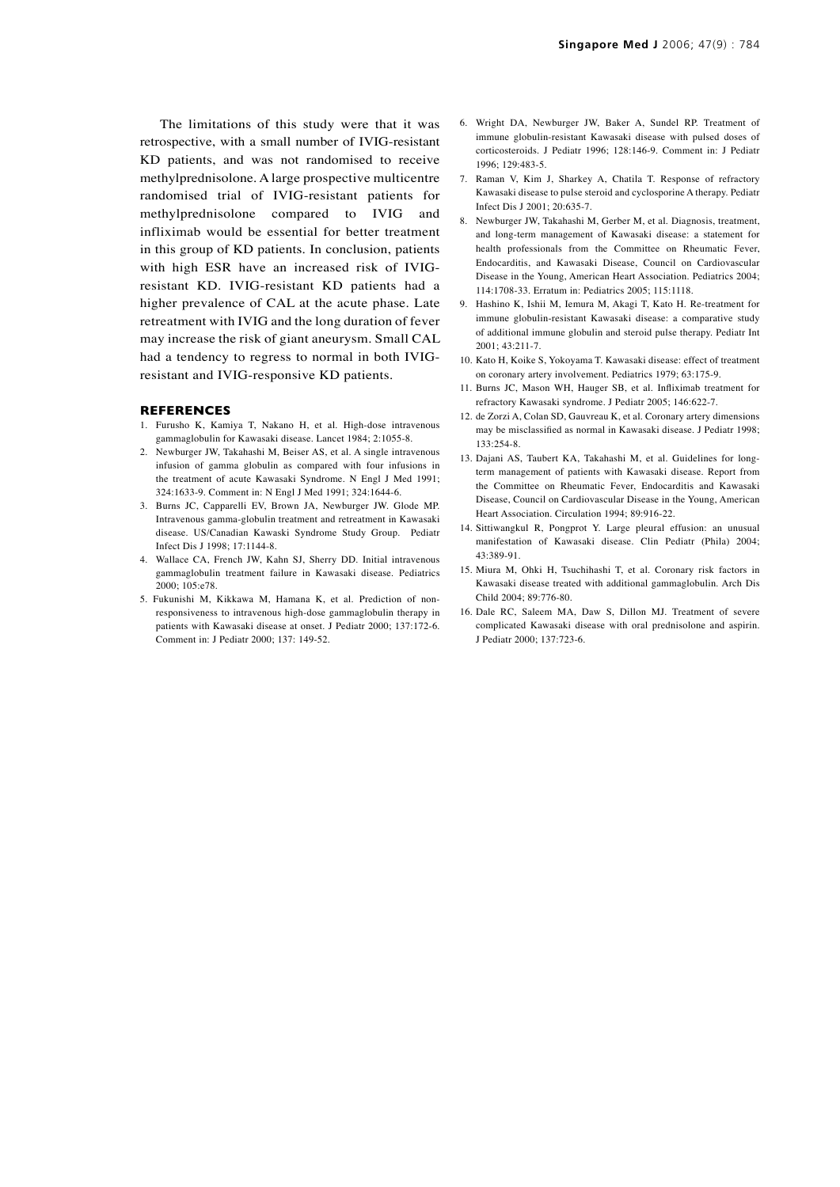The limitations of this study were that it was retrospective, with a small number of IVIG-resistant KD patients, and was not randomised to receive methylprednisolone. A large prospective multicentre randomised trial of IVIG-resistant patients for methylprednisolone compared to IVIG and infliximab would be essential for better treatment in this group of KD patients. In conclusion, patients with high ESR have an increased risk of IVIG-resistant KD. IVIG-resistant KD patients had a higher prevalence of CAL at the acute phase. Late retreatment with IVIG and the long duration of fever may increase the risk of giant aneurysm. Small CAL had a tendency to regress to normal in both IVIG-resistant and IVIG-responsive KD patients.

## REFERENCES

1. Furusho K, Kamiya T, Nakano H, et al. High-dose intravenous gammaglobulin for Kawasaki disease. Lancet 1984; 2:1055-8.
2. Newburger JW, Takahashi M, Beiser AS, et al. A single intravenous infusion of gamma globulin as compared with four infusions in the treatment of acute Kawasaki Syndrome. N Engl J Med 1991; 324:1633-9. Comment in: N Engl J Med 1991; 324:1644-6.
3. Burns JC, Capparelli EV, Brown JA, Newburger JW. Glode MP. Intravenous gamma-globulin treatment and retreatment in Kawasaki disease. US/Canadian Kawaski Syndrome Study Group. Pediatr Infect Dis J 1998; 17:1144-8.
4. Wallace CA, French JW, Kahn SJ, Sherry DD. Initial intravenous gammaglobulin treatment failure in Kawasaki disease. Pediatrics 2000; 105:e78.
5. Fukunishi M, Kikkawa M, Hamana K, et al. Prediction of non-responsiveness to intravenous high-dose gammaglobulin therapy in patients with Kawasaki disease at onset. J Pediatr 2000; 137:172-6. Comment in: J Pediatr 2000; 137: 149-52.
6. Wright DA, Newburger JW, Baker A, Sundel RP. Treatment of immune globulin-resistant Kawasaki disease with pulsed doses of corticosteroids. J Pediatr 1996; 128:146-9. Comment in: J Pediatr 1996; 129:483-5.
7. Raman V, Kim J, Sharkey A, Chatila T. Response of refractory Kawasaki disease to pulse steroid and cyclosporine A therapy. Pediatr Infect Dis J 2001; 20:635-7.
8. Newburger JW, Takahashi M, Gerber M, et al. Diagnosis, treatment, and long-term management of Kawasaki disease: a statement for health professionals from the Committee on Rheumatic Fever, Endocarditis, and Kawasaki Disease, Council on Cardiovascular Disease in the Young, American Heart Association. Pediatrics 2004; 114:1708-33. Erratum in: Pediatrics 2005; 115:1118.
9. Hashino K, Ishii M, Iemura M, Akagi T, Kato H. Re-treatment for immune globulin-resistant Kawasaki disease: a comparative study of additional immune globulin and steroid pulse therapy. Pediatr Int 2001; 43:211-7.
10. Kato H, Koike S, Yokoyama T. Kawasaki disease: effect of treatment on coronary artery involvement. Pediatrics 1979; 63:175-9.
11. Burns JC, Mason WH, Hauger SB, et al. Infliximab treatment for refractory Kawasaki syndrome. J Pediatr 2005; 146:622-7.
12. de Zorzi A, Colan SD, Gauvreau K, et al. Coronary artery dimensions may be misclassified as normal in Kawasaki disease. J Pediatr 1998; 133:254-8.
13. Dajani AS, Taubert KA, Takahashi M, et al. Guidelines for long-term management of patients with Kawasaki disease. Report from the Committee on Rheumatic Fever, Endocarditis and Kawasaki Disease, Council on Cardiovascular Disease in the Young, American Heart Association. Circulation 1994; 89:916-22.
14. Sittiwangkul R, Pongprot Y. Large pleural effusion: an unusual manifestation of Kawasaki disease. Clin Pediatr (Phila) 2004; 43:389-91.
15. Miura M, Ohki H, Tsuchihashi T, et al. Coronary risk factors in Kawasaki disease treated with additional gammaglobulin. Arch Dis Child 2004; 89:776-80.
16. Dale RC, Saleem MA, Daw S, Dillon MJ. Treatment of severe complicated Kawasaki disease with oral prednisolone and aspirin. J Pediatr 2000; 137:723-6.